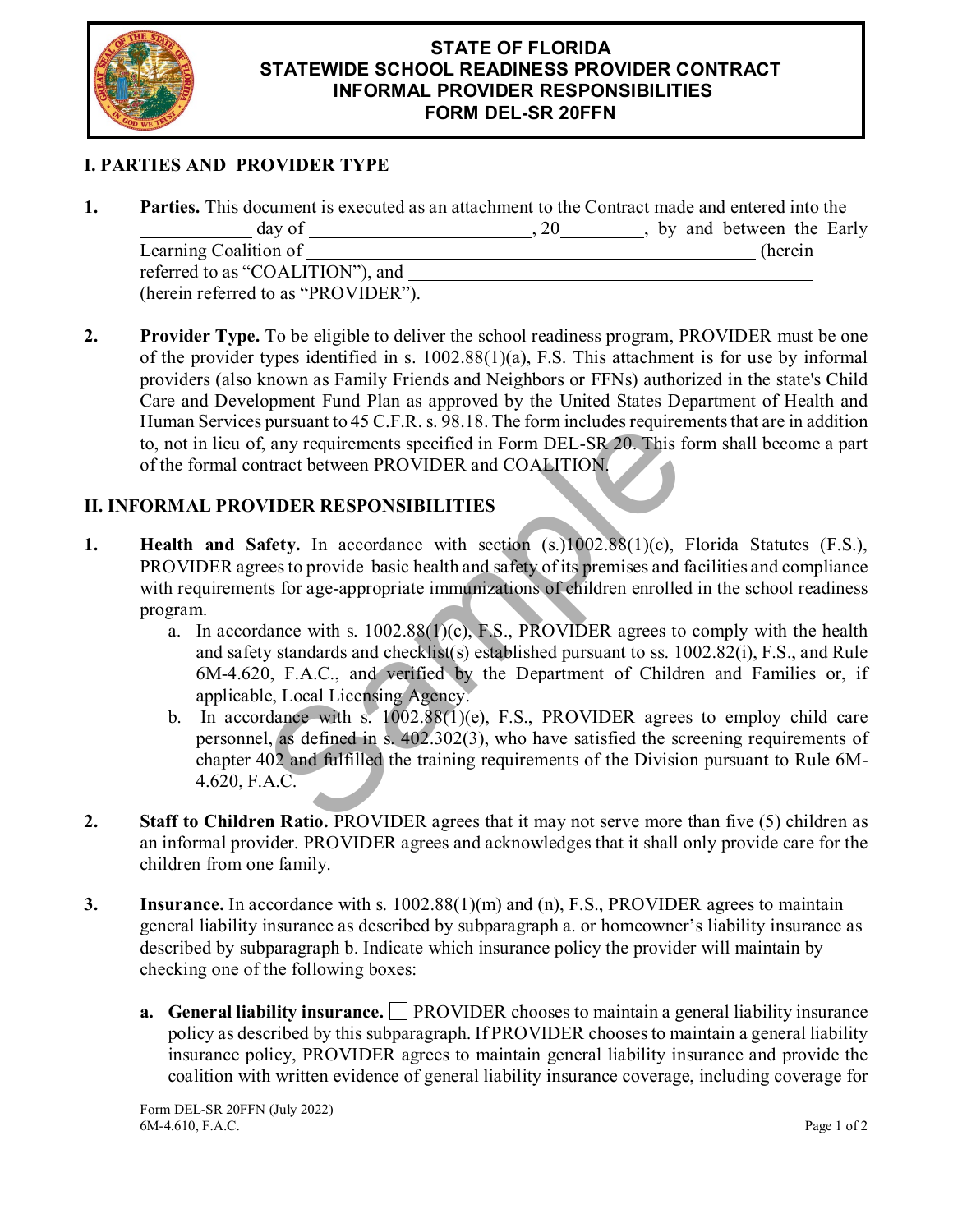# STATE OF FLORIDA
# STATEWIDE SCHOOL READINESS PROVIDER CONTRACT
# INFORMAL PROVIDER RESPONSIBILITIES
# FORM DEL-SR 20FFN

## I. PARTIES AND PROVIDER TYPE

1. **Parties.** This document is executed as an attachment to the Contract made and entered into the ___________ day of _________________________, 20_________, by and between the Early Learning Coalition of _______________________________________________ (herein referred to as "COALITION"), and _______________________________________________ (herein referred to as "PROVIDER").

2. **Provider Type.** To be eligible to deliver the school readiness program, PROVIDER must be one of the provider types identified in s. 1002.88(1)(a), F.S. This attachment is for use by informal providers (also known as Family Friends and Neighbors or FFNs) authorized in the state's Child Care and Development Fund Plan as approved by the United States Department of Health and Human Services pursuant to 45 C.F.R. s. 98.18. The form includes requirements that are in addition to, not in lieu of, any requirements specified in Form DEL-SR 20. This form shall become a part of the formal contract between PROVIDER and COALITION.

## II. INFORMAL PROVIDER RESPONSIBILITIES

1. **Health and Safety.** In accordance with section (s.)1002.88(1)(c), Florida Statutes (F.S.), PROVIDER agrees to provide basic health and safety of its premises and facilities and compliance with requirements for age-appropriate immunizations of children enrolled in the school readiness program.
   a. In accordance with s. 1002.88(1)(c), F.S., PROVIDER agrees to comply with the health and safety standards and checklist(s) established pursuant to ss. 1002.82(i), F.S., and Rule 6M-4.620, F.A.C., and verified by the Department of Children and Families or, if applicable, Local Licensing Agency.
   b. In accordance with s. 1002.88(1)(e), F.S., PROVIDER agrees to employ child care personnel, as defined in s. 402.302(3), who have satisfied the screening requirements of chapter 402 and fulfilled the training requirements of the Division pursuant to Rule 6M-4.620, F.A.C.

2. **Staff to Children Ratio.** PROVIDER agrees that it may not serve more than five (5) children as an informal provider. PROVIDER agrees and acknowledges that it shall only provide care for the children from one family.

3. **Insurance.** In accordance with s. 1002.88(1)(m) and (n), F.S., PROVIDER agrees to maintain general liability insurance as described by subparagraph a. or homeowner's liability insurance as described by subparagraph b. Indicate which insurance policy the provider will maintain by checking one of the following boxes:

   a. **General liability insurance.** ☐ PROVIDER chooses to maintain a general liability insurance policy as described by this subparagraph. If PROVIDER chooses to maintain a general liability insurance policy, PROVIDER agrees to maintain general liability insurance and provide the coalition with written evidence of general liability insurance coverage, including coverage for

Form DEL-SR 20FFN (July 2022)
6M-4.610, F.A.C.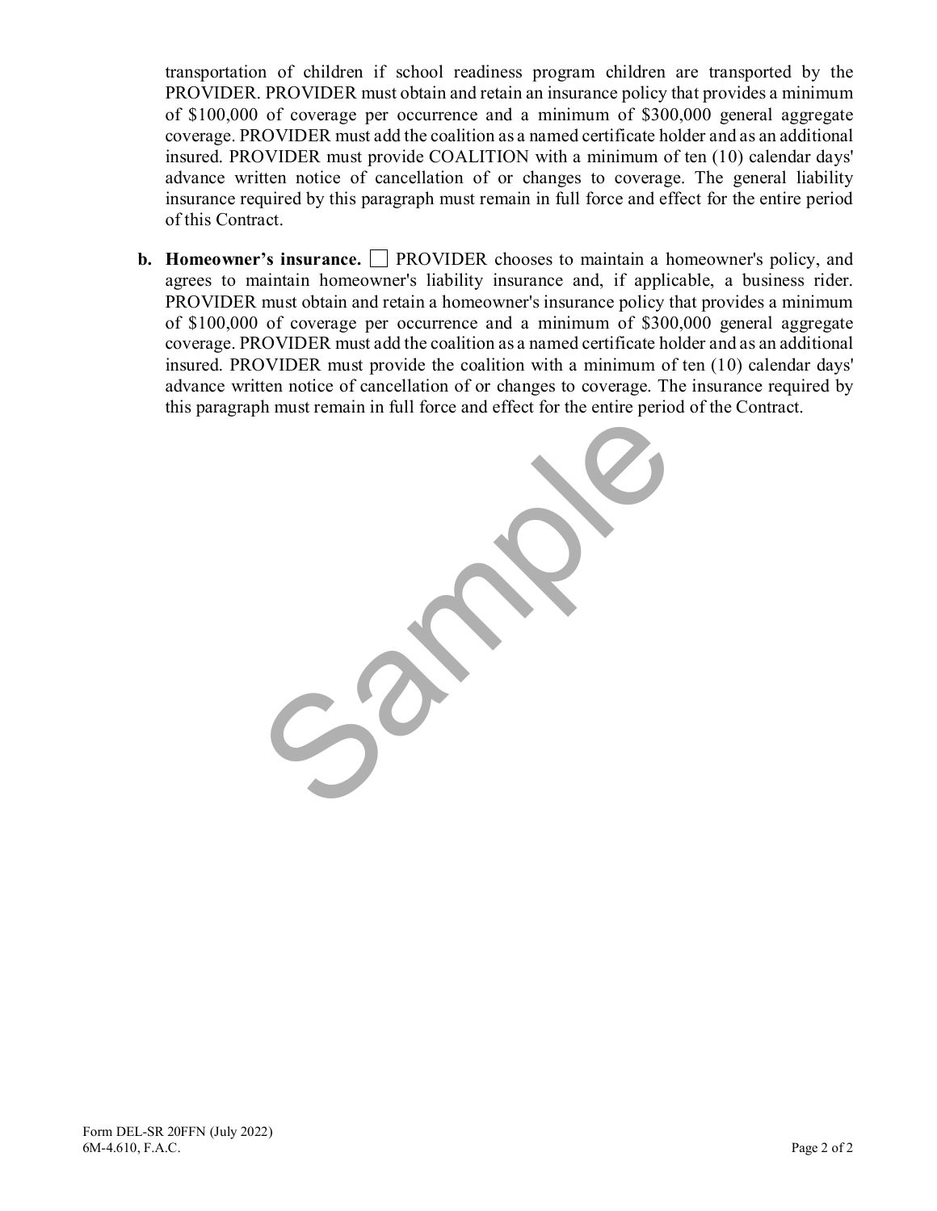transportation of children if school readiness program children are transported by the PROVIDER. PROVIDER must obtain and retain an insurance policy that provides a minimum of $100,000 of coverage per occurrence and a minimum of $300,000 general aggregate coverage. PROVIDER must add the coalition as a named certificate holder and as an additional insured. PROVIDER must provide COALITION with a minimum of ten (10) calendar days' advance written notice of cancellation of or changes to coverage. The general liability insurance required by this paragraph must remain in full force and effect for the entire period of this Contract.

**b. Homeowner's insurance.** ☐ PROVIDER chooses to maintain a homeowner's policy, and agrees to maintain homeowner's liability insurance and, if applicable, a business rider. PROVIDER must obtain and retain a homeowner's insurance policy that provides a minimum of $100,000 of coverage per occurrence and a minimum of $300,000 general aggregate coverage. PROVIDER must add the coalition as a named certificate holder and as an additional insured. PROVIDER must provide the coalition with a minimum of ten (10) calendar days' advance written notice of cancellation of or changes to coverage. The insurance required by this paragraph must remain in full force and effect for the entire period of the Contract.

Sample

Form DEL-SR 20FFN (July 2022)
6M-4.610, F.A.C.